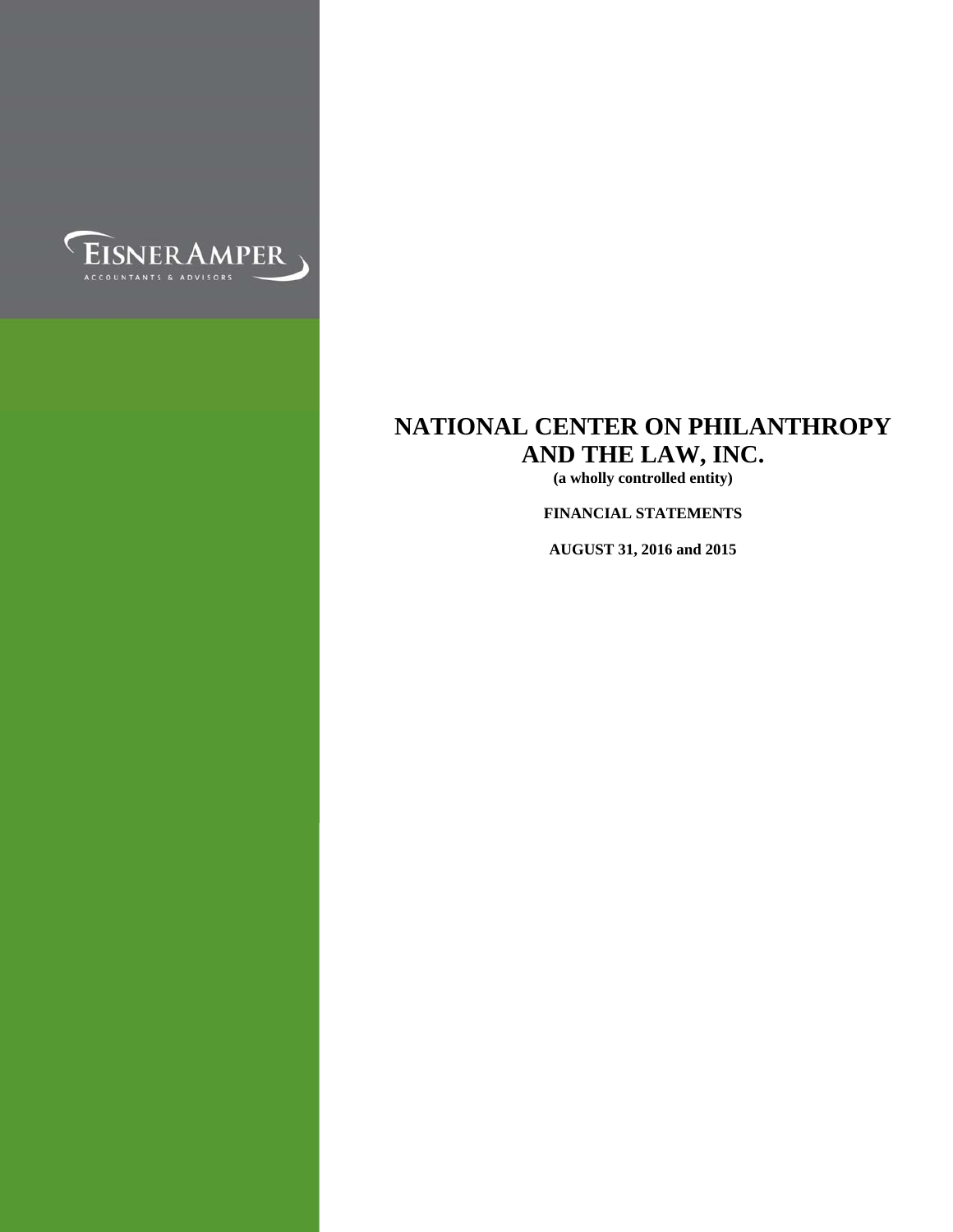EISNERAMPER
ACCOUNTANTS & ADVISORS

# NATIONAL CENTER ON PHILANTHROPY AND THE LAW, INC.

**(a wholly controlled entity)**

**FINANCIAL STATEMENTS**

**AUGUST 31, 2016 and 2015**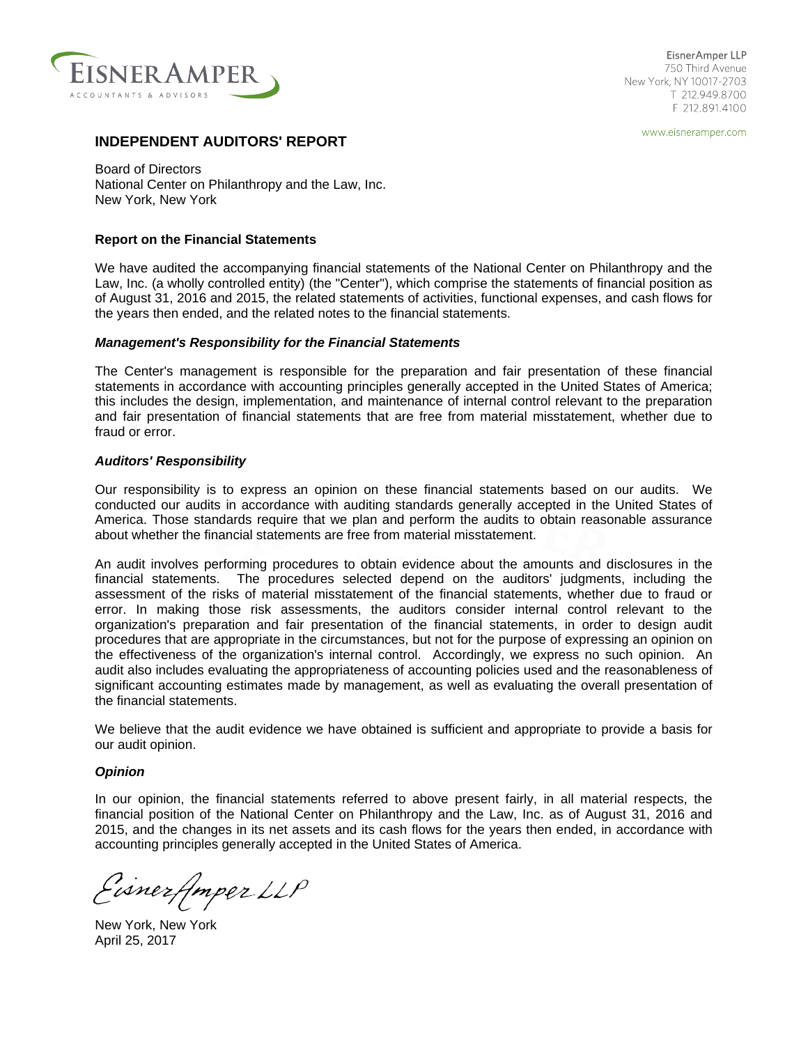EisnerAmper LLP
750 Third Avenue
New York, NY 10017-2703
T 212.949.8700
F 212.891.4100

www.eisneramper.com

# INDEPENDENT AUDITORS' REPORT

Board of Directors
National Center on Philanthropy and the Law, Inc.
New York, New York

## Report on the Financial Statements

We have audited the accompanying financial statements of the National Center on Philanthropy and the Law, Inc. (a wholly controlled entity) (the "Center"), which comprise the statements of financial position as of August 31, 2016 and 2015, the related statements of activities, functional expenses, and cash flows for the years then ended, and the related notes to the financial statements.

### *Management's Responsibility for the Financial Statements*

The Center's management is responsible for the preparation and fair presentation of these financial statements in accordance with accounting principles generally accepted in the United States of America; this includes the design, implementation, and maintenance of internal control relevant to the preparation and fair presentation of financial statements that are free from material misstatement, whether due to fraud or error.

### *Auditors' Responsibility*

Our responsibility is to express an opinion on these financial statements based on our audits. We conducted our audits in accordance with auditing standards generally accepted in the United States of America. Those standards require that we plan and perform the audits to obtain reasonable assurance about whether the financial statements are free from material misstatement.

An audit involves performing procedures to obtain evidence about the amounts and disclosures in the financial statements. The procedures selected depend on the auditors' judgments, including the assessment of the risks of material misstatement of the financial statements, whether due to fraud or error. In making those risk assessments, the auditors consider internal control relevant to the organization's preparation and fair presentation of the financial statements, in order to design audit procedures that are appropriate in the circumstances, but not for the purpose of expressing an opinion on the effectiveness of the organization's internal control. Accordingly, we express no such opinion. An audit also includes evaluating the appropriateness of accounting policies used and the reasonableness of significant accounting estimates made by management, as well as evaluating the overall presentation of the financial statements.

We believe that the audit evidence we have obtained is sufficient and appropriate to provide a basis for our audit opinion.

### *Opinion*

In our opinion, the financial statements referred to above present fairly, in all material respects, the financial position of the National Center on Philanthropy and the Law, Inc. as of August 31, 2016 and 2015, and the changes in its net assets and its cash flows for the years then ended, in accordance with accounting principles generally accepted in the United States of America.

EisnerAmper LLP

New York, New York
April 25, 2017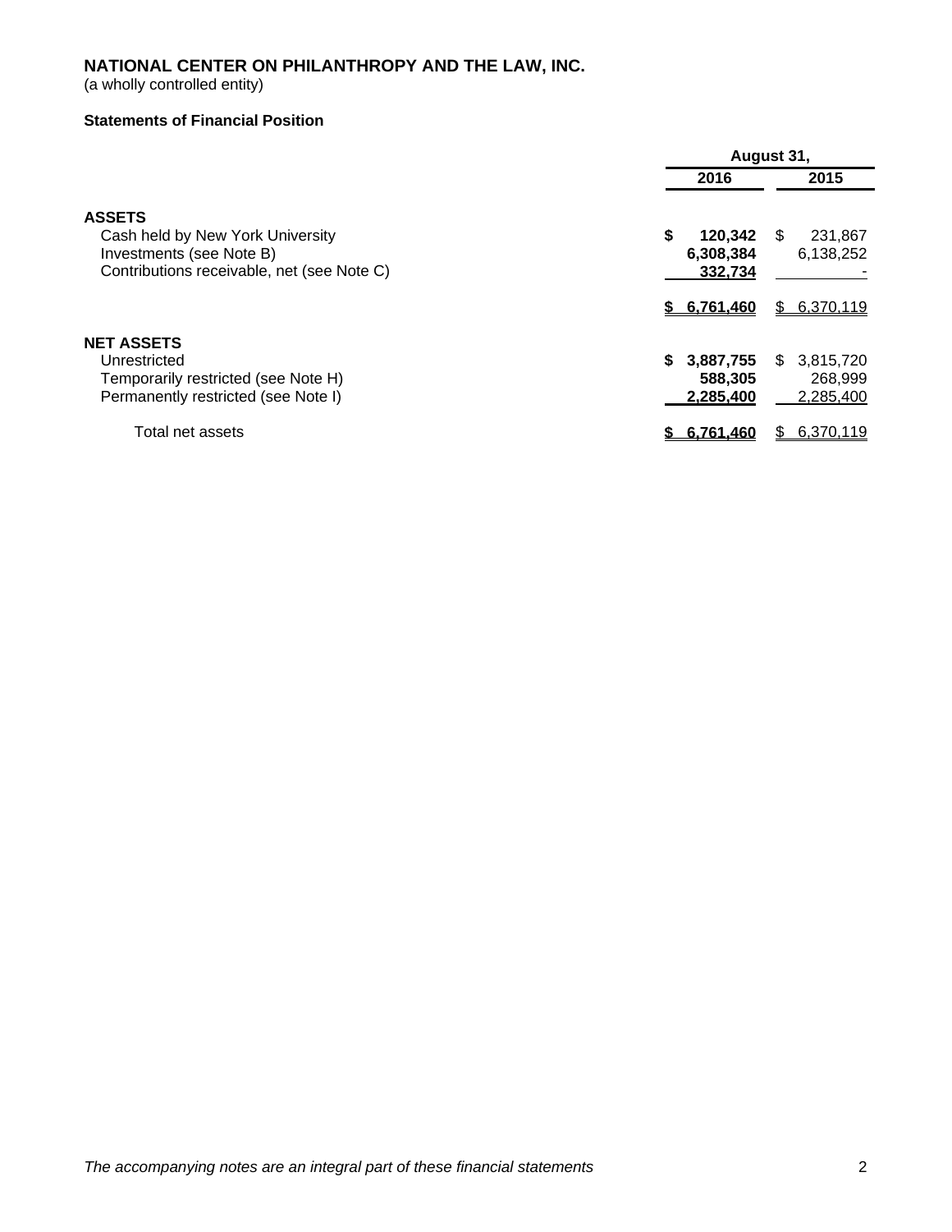# NATIONAL CENTER ON PHILANTHROPY AND THE LAW, INC.

(a wholly controlled entity)

**Statements of Financial Position**

| | August 31, | |
|---|---|---|
| | **2016** | **2015** |
| **ASSETS** | | |
| Cash held by New York University | **$ 120,342** | $ 231,867 |
| Investments (see Note B) | **6,308,384** | 6,138,252 |
| Contributions receivable, net (see Note C) | **332,734** | - |
| | **$ 6,761,460** | $ 6,370,119 |
| **NET ASSETS** | | |
| Unrestricted | **$ 3,887,755** | $ 3,815,720 |
| Temporarily restricted (see Note H) | **588,305** | 268,999 |
| Permanently restricted (see Note I) | **2,285,400** | 2,285,400 |
| Total net assets | **$ 6,761,460** | $ 6,370,119 |

*The accompanying notes are an integral part of these financial statements*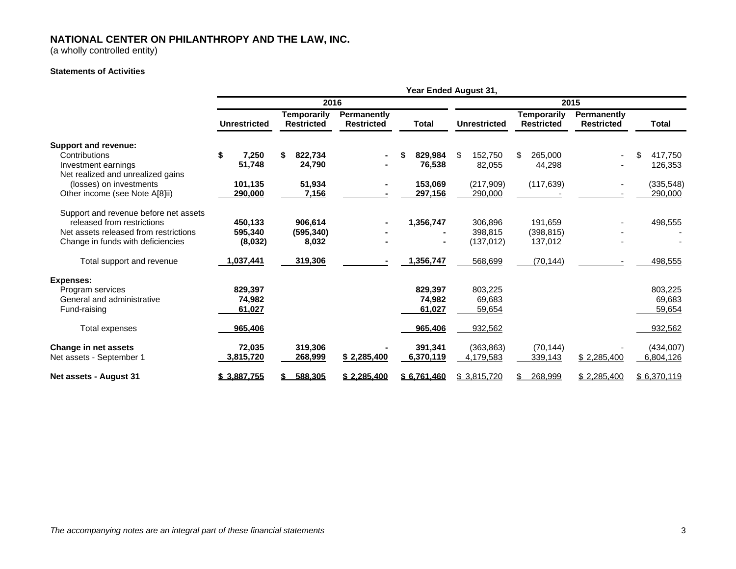# NATIONAL CENTER ON PHILANTHROPY AND THE LAW, INC.

(a wholly controlled entity)

**Statements of Activities**

| | Year Ended August 31, | | | | | | | |
|---|---|---|---|---|---|---|---|---|
| | 2016 | | | | 2015 | | | |
| | **Unrestricted** | **Temporarily Restricted** | **Permanently Restricted** | **Total** | **Unrestricted** | **Temporarily Restricted** | **Permanently Restricted** | **Total** |
| **Support and revenue:** | | | | | | | | |
| Contributions | **$ 7,250** | **$ 822,734** | **-** | **$ 829,984** | $ 152,750 | $ 265,000 | - | $ 417,750 |
| Investment earnings | **51,748** | **24,790** | **-** | **76,538** | 82,055 | 44,298 | - | 126,353 |
| Net realized and unrealized gains (losses) on investments | **101,135** | **51,934** | **-** | **153,069** | (217,909) | (117,639) | - | (335,548) |
| Other income (see Note A[8]ii) | **290,000** | **7,156** | **-** | **297,156** | 290,000 | - | - | 290,000 |
| Support and revenue before net assets released from restrictions | **450,133** | **906,614** | **-** | **1,356,747** | 306,896 | 191,659 | - | 498,555 |
| Net assets released from restrictions | **595,340** | **(595,340)** | **-** | **-** | 398,815 | (398,815) | - | - |
| Change in funds with deficiencies | **(8,032)** | **8,032** | **-** | **-** | (137,012) | 137,012 | - | - |
| Total support and revenue | **1,037,441** | **319,306** | **-** | **1,356,747** | 568,699 | (70,144) | - | 498,555 |
| **Expenses:** | | | | | | | | |
| Program services | **829,397** | | | **829,397** | 803,225 | | | 803,225 |
| General and administrative | **74,982** | | | **74,982** | 69,683 | | | 69,683 |
| Fund-raising | **61,027** | | | **61,027** | 59,654 | | | 59,654 |
| Total expenses | **965,406** | | | **965,406** | 932,562 | | | 932,562 |
| **Change in net assets** | **72,035** | **319,306** | **-** | **391,341** | (363,863) | (70,144) | - | (434,007) |
| Net assets - September 1 | **3,815,720** | **268,999** | **$ 2,285,400** | **6,370,119** | 4,179,583 | 339,143 | $ 2,285,400 | 6,804,126 |
| **Net assets - August 31** | **$ 3,887,755** | **$ 588,305** | **$ 2,285,400** | **$ 6,761,460** | $ 3,815,720 | $ 268,999 | $ 2,285,400 | $ 6,370,119 |

*The accompanying notes are an integral part of these financial statements*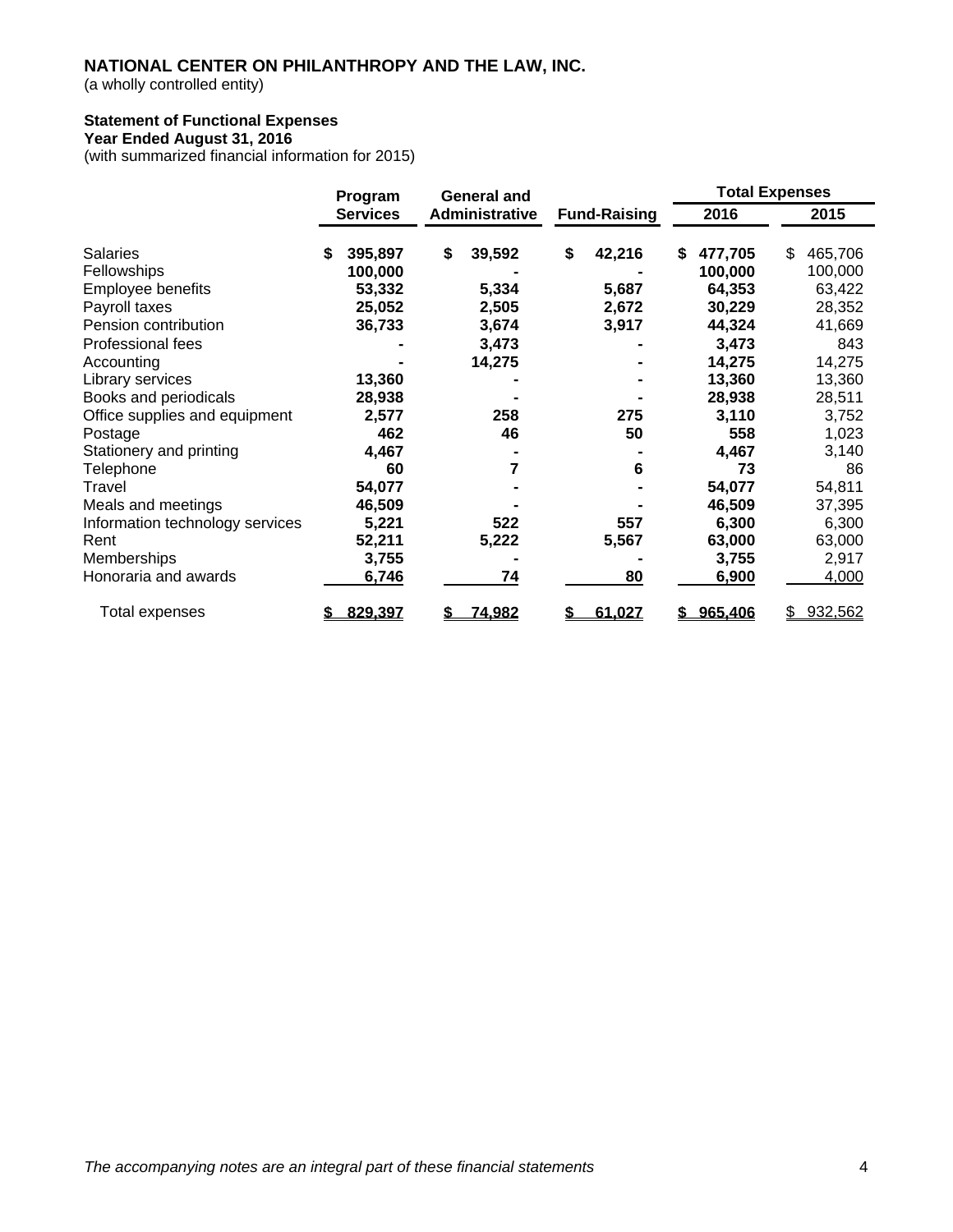**NATIONAL CENTER ON PHILANTHROPY AND THE LAW, INC.**
(a wholly controlled entity)

**Statement of Functional Expenses**
**Year Ended August 31, 2016**
(with summarized financial information for 2015)

| | Program Services | General and Administrative | Fund-Raising | Total Expenses 2016 | Total Expenses 2015 |
|---|---|---|---|---|---|
| Salaries | $ 395,897 | $ 39,592 | $ 42,216 | $ 477,705 | $ 465,706 |
| Fellowships | 100,000 | - | - | 100,000 | 100,000 |
| Employee benefits | 53,332 | 5,334 | 5,687 | 64,353 | 63,422 |
| Payroll taxes | 25,052 | 2,505 | 2,672 | 30,229 | 28,352 |
| Pension contribution | 36,733 | 3,674 | 3,917 | 44,324 | 41,669 |
| Professional fees | - | 3,473 | - | 3,473 | 843 |
| Accounting | - | 14,275 | - | 14,275 | 14,275 |
| Library services | 13,360 | - | - | 13,360 | 13,360 |
| Books and periodicals | 28,938 | - | - | 28,938 | 28,511 |
| Office supplies and equipment | 2,577 | 258 | 275 | 3,110 | 3,752 |
| Postage | 462 | 46 | 50 | 558 | 1,023 |
| Stationery and printing | 4,467 | - | - | 4,467 | 3,140 |
| Telephone | 60 | 7 | 6 | 73 | 86 |
| Travel | 54,077 | - | - | 54,077 | 54,811 |
| Meals and meetings | 46,509 | - | - | 46,509 | 37,395 |
| Information technology services | 5,221 | 522 | 557 | 6,300 | 6,300 |
| Rent | 52,211 | 5,222 | 5,567 | 63,000 | 63,000 |
| Memberships | 3,755 | - | - | 3,755 | 2,917 |
| Honoraria and awards | 6,746 | 74 | 80 | 6,900 | 4,000 |
| Total expenses | $ 829,397 | $ 74,982 | $ 61,027 | $ 965,406 | $ 932,562 |

*The accompanying notes are an integral part of these financial statements*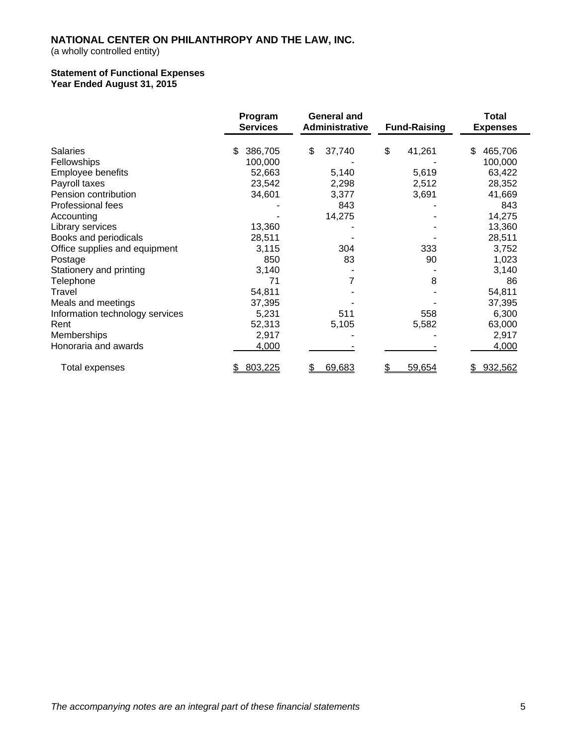**NATIONAL CENTER ON PHILANTHROPY AND THE LAW, INC.**
(a wholly controlled entity)

**Statement of Functional Expenses**
**Year Ended August 31, 2015**

| | Program Services | General and Administrative | Fund-Raising | Total Expenses |
|---|---|---|---|---|
| Salaries | $ 386,705 | $ 37,740 | $ 41,261 | $ 465,706 |
| Fellowships | 100,000 | - | - | 100,000 |
| Employee benefits | 52,663 | 5,140 | 5,619 | 63,422 |
| Payroll taxes | 23,542 | 2,298 | 2,512 | 28,352 |
| Pension contribution | 34,601 | 3,377 | 3,691 | 41,669 |
| Professional fees | - | 843 | - | 843 |
| Accounting | - | 14,275 | - | 14,275 |
| Library services | 13,360 | - | - | 13,360 |
| Books and periodicals | 28,511 | - | - | 28,511 |
| Office supplies and equipment | 3,115 | 304 | 333 | 3,752 |
| Postage | 850 | 83 | 90 | 1,023 |
| Stationery and printing | 3,140 | - | - | 3,140 |
| Telephone | 71 | 7 | 8 | 86 |
| Travel | 54,811 | - | - | 54,811 |
| Meals and meetings | 37,395 | - | - | 37,395 |
| Information technology services | 5,231 | 511 | 558 | 6,300 |
| Rent | 52,313 | 5,105 | 5,582 | 63,000 |
| Memberships | 2,917 | - | - | 2,917 |
| Honoraria and awards | 4,000 | - | - | 4,000 |
| Total expenses | $ 803,225 | $ 69,683 | $ 59,654 | $ 932,562 |

*The accompanying notes are an integral part of these financial statements*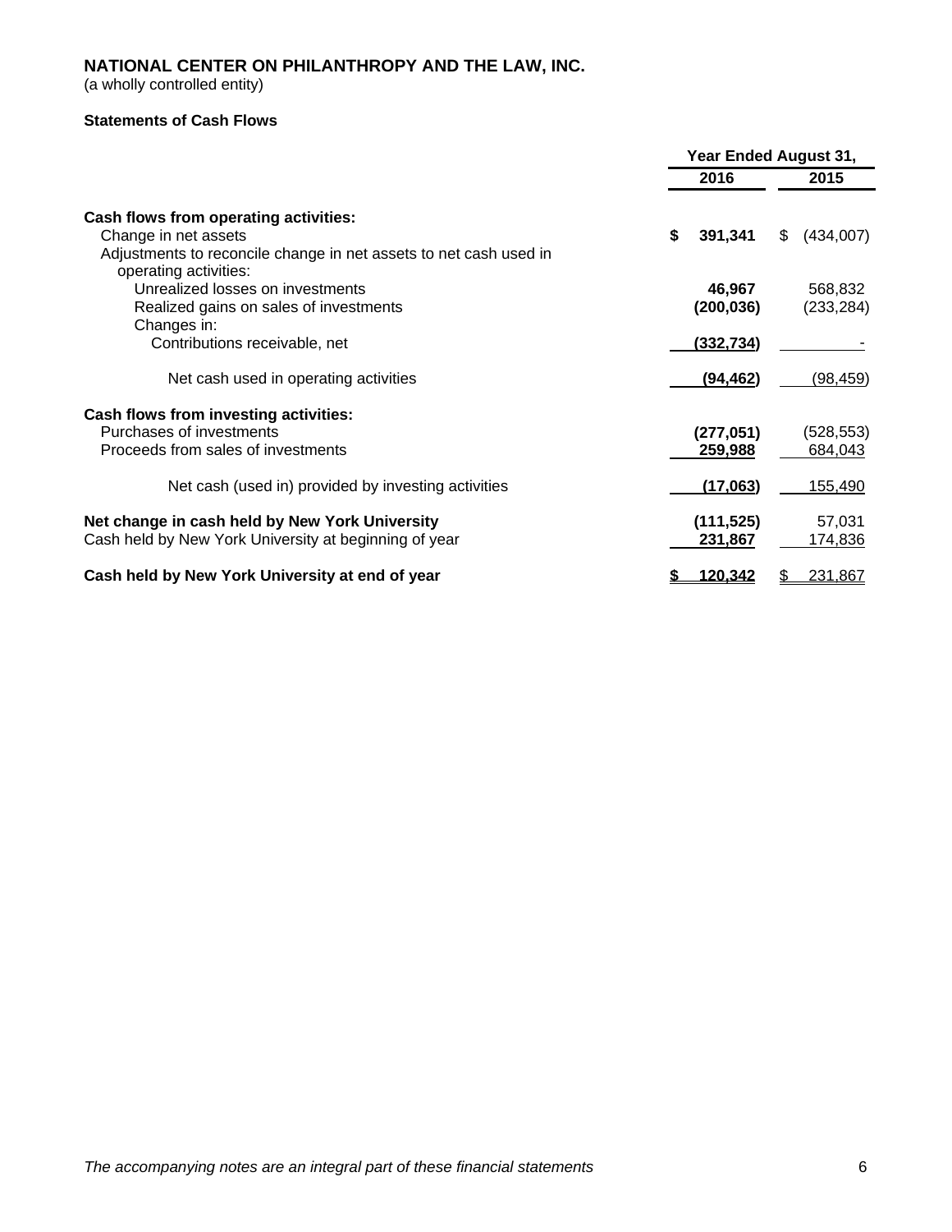**NATIONAL CENTER ON PHILANTHROPY AND THE LAW, INC.**
(a wholly controlled entity)

**Statements of Cash Flows**

| | Year Ended August 31, | |
|---|---|---|
| | **2016** | **2015** |
| **Cash flows from operating activities:** | | |
| Change in net assets | **$ 391,341** | $ (434,007) |
| Adjustments to reconcile change in net assets to net cash used in operating activities: | | |
| Unrealized losses on investments | **46,967** | 568,832 |
| Realized gains on sales of investments | **(200,036)** | (233,284) |
| Changes in: | | |
| Contributions receivable, net | **(332,734)** | - |
| Net cash used in operating activities | **(94,462)** | (98,459) |
| **Cash flows from investing activities:** | | |
| Purchases of investments | **(277,051)** | (528,553) |
| Proceeds from sales of investments | **259,988** | 684,043 |
| Net cash (used in) provided by investing activities | **(17,063)** | 155,490 |
| **Net change in cash held by New York University** | **(111,525)** | 57,031 |
| Cash held by New York University at beginning of year | **231,867** | 174,836 |
| **Cash held by New York University at end of year** | **$ 120,342** | $ 231,867 |

*The accompanying notes are an integral part of these financial statements*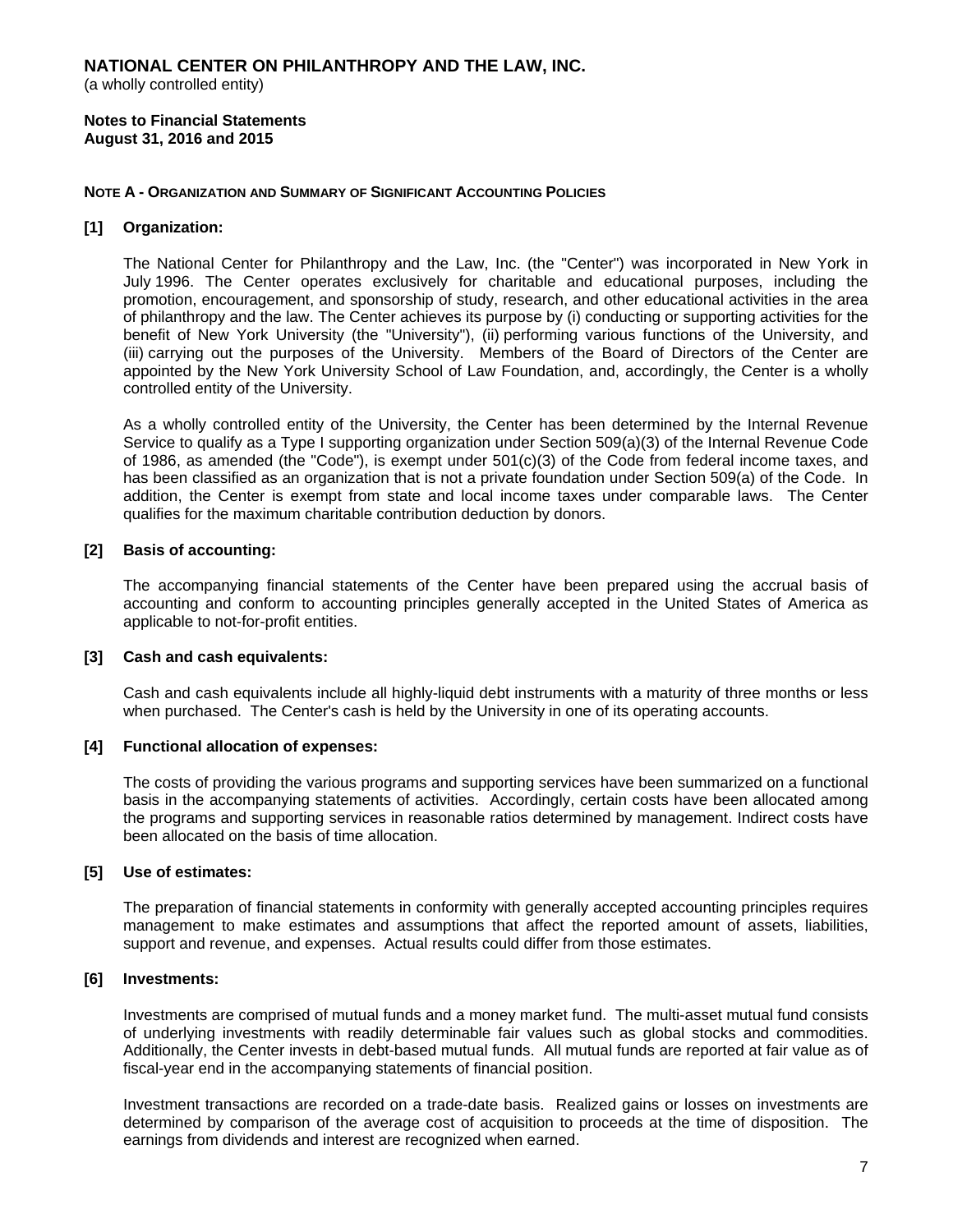# NATIONAL CENTER ON PHILANTHROPY AND THE LAW, INC.
(a wholly controlled entity)

**Notes to Financial Statements**
**August 31, 2016 and 2015**

## NOTE A - ORGANIZATION AND SUMMARY OF SIGNIFICANT ACCOUNTING POLICIES

### [1] Organization:

The National Center for Philanthropy and the Law, Inc. (the "Center") was incorporated in New York in July 1996. The Center operates exclusively for charitable and educational purposes, including the promotion, encouragement, and sponsorship of study, research, and other educational activities in the area of philanthropy and the law. The Center achieves its purpose by (i) conducting or supporting activities for the benefit of New York University (the "University"), (ii) performing various functions of the University, and (iii) carrying out the purposes of the University. Members of the Board of Directors of the Center are appointed by the New York University School of Law Foundation, and, accordingly, the Center is a wholly controlled entity of the University.

As a wholly controlled entity of the University, the Center has been determined by the Internal Revenue Service to qualify as a Type I supporting organization under Section 509(a)(3) of the Internal Revenue Code of 1986, as amended (the "Code"), is exempt under 501(c)(3) of the Code from federal income taxes, and has been classified as an organization that is not a private foundation under Section 509(a) of the Code. In addition, the Center is exempt from state and local income taxes under comparable laws. The Center qualifies for the maximum charitable contribution deduction by donors.

### [2] Basis of accounting:

The accompanying financial statements of the Center have been prepared using the accrual basis of accounting and conform to accounting principles generally accepted in the United States of America as applicable to not-for-profit entities.

### [3] Cash and cash equivalents:

Cash and cash equivalents include all highly-liquid debt instruments with a maturity of three months or less when purchased. The Center's cash is held by the University in one of its operating accounts.

### [4] Functional allocation of expenses:

The costs of providing the various programs and supporting services have been summarized on a functional basis in the accompanying statements of activities. Accordingly, certain costs have been allocated among the programs and supporting services in reasonable ratios determined by management. Indirect costs have been allocated on the basis of time allocation.

### [5] Use of estimates:

The preparation of financial statements in conformity with generally accepted accounting principles requires management to make estimates and assumptions that affect the reported amount of assets, liabilities, support and revenue, and expenses. Actual results could differ from those estimates.

### [6] Investments:

Investments are comprised of mutual funds and a money market fund. The multi-asset mutual fund consists of underlying investments with readily determinable fair values such as global stocks and commodities. Additionally, the Center invests in debt-based mutual funds. All mutual funds are reported at fair value as of fiscal-year end in the accompanying statements of financial position.

Investment transactions are recorded on a trade-date basis. Realized gains or losses on investments are determined by comparison of the average cost of acquisition to proceeds at the time of disposition. The earnings from dividends and interest are recognized when earned.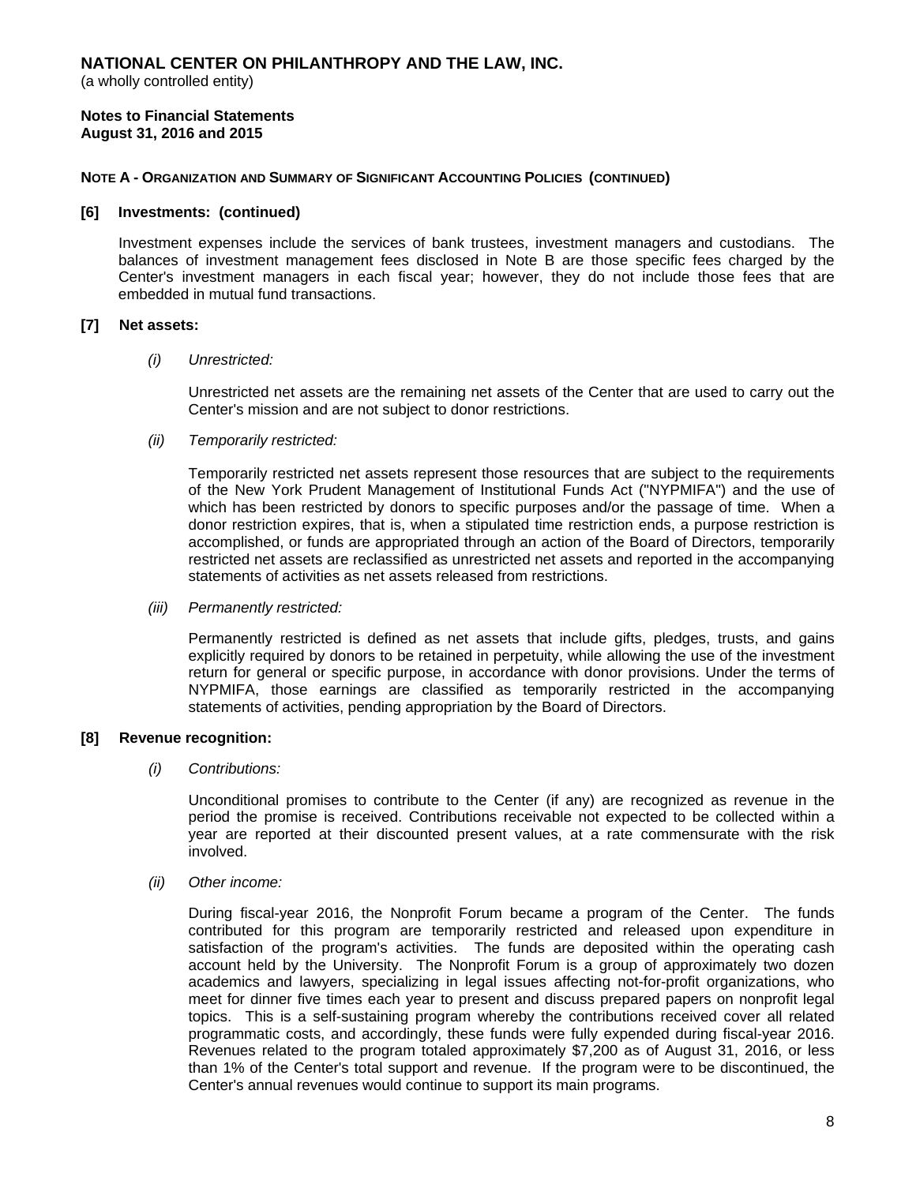**NATIONAL CENTER ON PHILANTHROPY AND THE LAW, INC.**
(a wholly controlled entity)

**Notes to Financial Statements**
**August 31, 2016 and 2015**

**NOTE A - ORGANIZATION AND SUMMARY OF SIGNIFICANT ACCOUNTING POLICIES (CONTINUED)**

**[6] Investments: (continued)**

Investment expenses include the services of bank trustees, investment managers and custodians. The balances of investment management fees disclosed in Note B are those specific fees charged by the Center's investment managers in each fiscal year; however, they do not include those fees that are embedded in mutual fund transactions.

**[7] Net assets:**

*(i) Unrestricted:*

Unrestricted net assets are the remaining net assets of the Center that are used to carry out the Center's mission and are not subject to donor restrictions.

*(ii) Temporarily restricted:*

Temporarily restricted net assets represent those resources that are subject to the requirements of the New York Prudent Management of Institutional Funds Act ("NYPMIFA") and the use of which has been restricted by donors to specific purposes and/or the passage of time. When a donor restriction expires, that is, when a stipulated time restriction ends, a purpose restriction is accomplished, or funds are appropriated through an action of the Board of Directors, temporarily restricted net assets are reclassified as unrestricted net assets and reported in the accompanying statements of activities as net assets released from restrictions.

*(iii) Permanently restricted:*

Permanently restricted is defined as net assets that include gifts, pledges, trusts, and gains explicitly required by donors to be retained in perpetuity, while allowing the use of the investment return for general or specific purpose, in accordance with donor provisions. Under the terms of NYPMIFA, those earnings are classified as temporarily restricted in the accompanying statements of activities, pending appropriation by the Board of Directors.

**[8] Revenue recognition:**

*(i) Contributions:*

Unconditional promises to contribute to the Center (if any) are recognized as revenue in the period the promise is received. Contributions receivable not expected to be collected within a year are reported at their discounted present values, at a rate commensurate with the risk involved.

*(ii) Other income:*

During fiscal-year 2016, the Nonprofit Forum became a program of the Center. The funds contributed for this program are temporarily restricted and released upon expenditure in satisfaction of the program's activities. The funds are deposited within the operating cash account held by the University. The Nonprofit Forum is a group of approximately two dozen academics and lawyers, specializing in legal issues affecting not-for-profit organizations, who meet for dinner five times each year to present and discuss prepared papers on nonprofit legal topics. This is a self-sustaining program whereby the contributions received cover all related programmatic costs, and accordingly, these funds were fully expended during fiscal-year 2016. Revenues related to the program totaled approximately $7,200 as of August 31, 2016, or less than 1% of the Center's total support and revenue. If the program were to be discontinued, the Center's annual revenues would continue to support its main programs.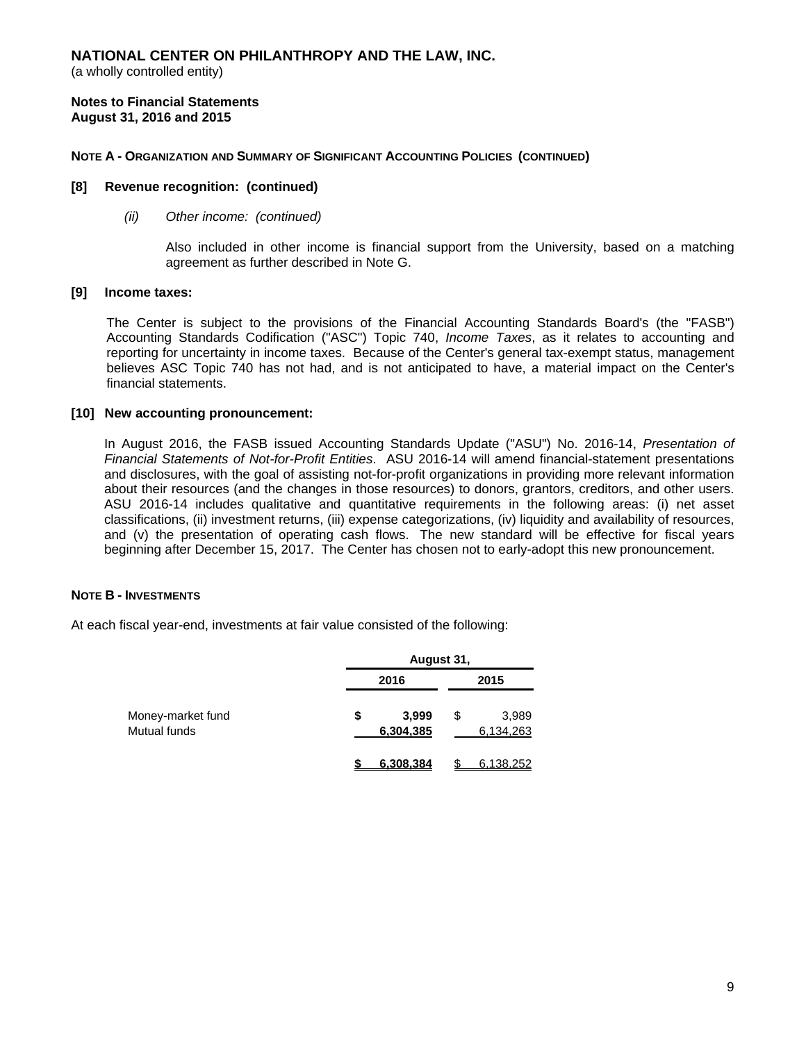# NATIONAL CENTER ON PHILANTHROPY AND THE LAW, INC.

(a wholly controlled entity)

**Notes to Financial Statements**
**August 31, 2016 and 2015**

**NOTE A - ORGANIZATION AND SUMMARY OF SIGNIFICANT ACCOUNTING POLICIES (CONTINUED)**

**[8] Revenue recognition: (continued)**

*(ii) Other income: (continued)*

Also included in other income is financial support from the University, based on a matching agreement as further described in Note G.

**[9] Income taxes:**

The Center is subject to the provisions of the Financial Accounting Standards Board's (the "FASB") Accounting Standards Codification ("ASC") Topic 740, *Income Taxes*, as it relates to accounting and reporting for uncertainty in income taxes. Because of the Center's general tax-exempt status, management believes ASC Topic 740 has not had, and is not anticipated to have, a material impact on the Center's financial statements.

**[10] New accounting pronouncement:**

In August 2016, the FASB issued Accounting Standards Update ("ASU") No. 2016-14, *Presentation of Financial Statements of Not-for-Profit Entities*. ASU 2016-14 will amend financial-statement presentations and disclosures, with the goal of assisting not-for-profit organizations in providing more relevant information about their resources (and the changes in those resources) to donors, grantors, creditors, and other users. ASU 2016-14 includes qualitative and quantitative requirements in the following areas: (i) net asset classifications, (ii) investment returns, (iii) expense categorizations, (iv) liquidity and availability of resources, and (v) the presentation of operating cash flows. The new standard will be effective for fiscal years beginning after December 15, 2017. The Center has chosen not to early-adopt this new pronouncement.

**NOTE B - INVESTMENTS**

At each fiscal year-end, investments at fair value consisted of the following:

| | August 31, | |
|---|---|---|
| | **2016** | **2015** |
| Money-market fund | **$ 3,999** | $ 3,989 |
| Mutual funds | **6,304,385** | 6,134,263 |
| | **$ 6,308,384** | $ 6,138,252 |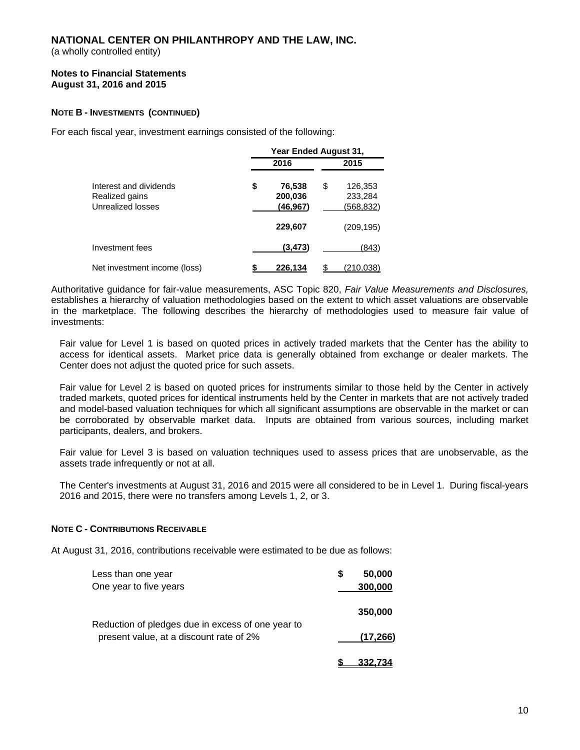**NATIONAL CENTER ON PHILANTHROPY AND THE LAW, INC.**
(a wholly controlled entity)

**Notes to Financial Statements**
**August 31, 2016 and 2015**

**NOTE B - INVESTMENTS (CONTINUED)**

For each fiscal year, investment earnings consisted of the following:

| | Year Ended August 31, | |
|---|---|---|
| | 2016 | 2015 |
| Interest and dividends | $ 76,538 | $ 126,353 |
| Realized gains | 200,036 | 233,284 |
| Unrealized losses | (46,967) | (568,832) |
| | 229,607 | (209,195) |
| Investment fees | (3,473) | (843) |
| Net investment income (loss) | $ 226,134 | $ (210,038) |

Authoritative guidance for fair-value measurements, ASC Topic 820, *Fair Value Measurements and Disclosures,* establishes a hierarchy of valuation methodologies based on the extent to which asset valuations are observable in the marketplace. The following describes the hierarchy of methodologies used to measure fair value of investments:

Fair value for Level 1 is based on quoted prices in actively traded markets that the Center has the ability to access for identical assets. Market price data is generally obtained from exchange or dealer markets. The Center does not adjust the quoted price for such assets.

Fair value for Level 2 is based on quoted prices for instruments similar to those held by the Center in actively traded markets, quoted prices for identical instruments held by the Center in markets that are not actively traded and model-based valuation techniques for which all significant assumptions are observable in the market or can be corroborated by observable market data. Inputs are obtained from various sources, including market participants, dealers, and brokers.

Fair value for Level 3 is based on valuation techniques used to assess prices that are unobservable, as the assets trade infrequently or not at all.

The Center's investments at August 31, 2016 and 2015 were all considered to be in Level 1. During fiscal-years 2016 and 2015, there were no transfers among Levels 1, 2, or 3.

**NOTE C - CONTRIBUTIONS RECEIVABLE**

At August 31, 2016, contributions receivable were estimated to be due as follows:

| | |
|---|---|
| Less than one year | $ 50,000 |
| One year to five years | 300,000 |
| | 350,000 |
| Reduction of pledges due in excess of one year to present value, at a discount rate of 2% | (17,266) |
| | $ 332,734 |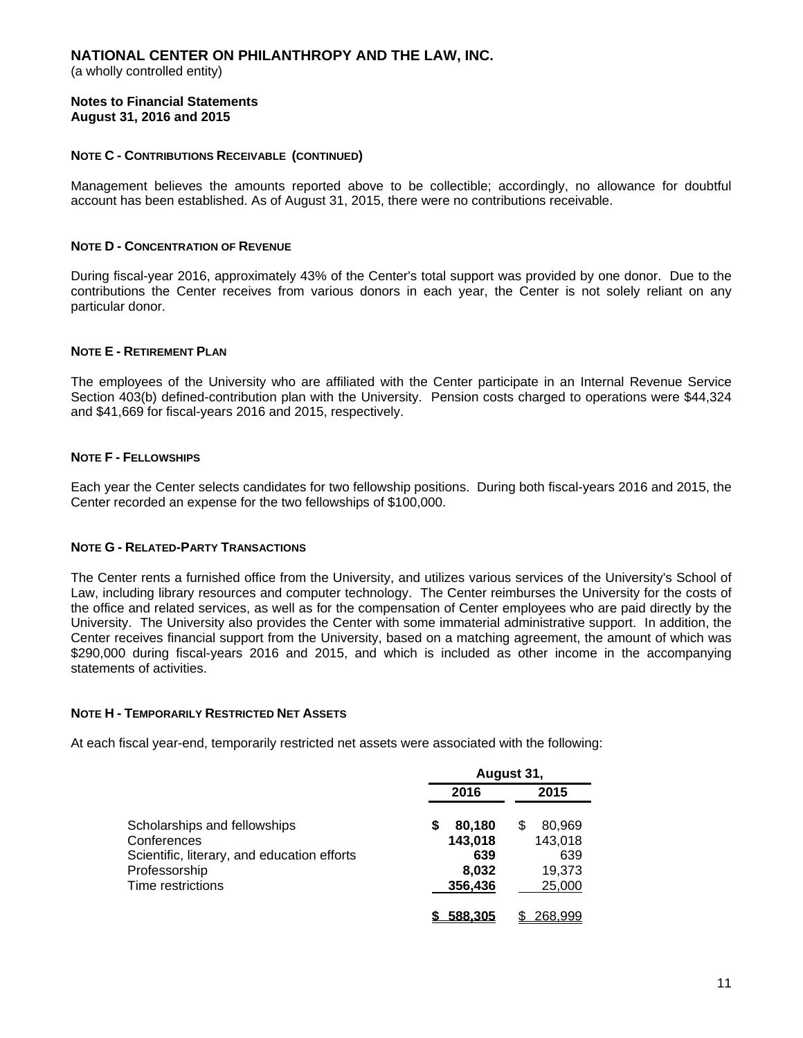**NATIONAL CENTER ON PHILANTHROPY AND THE LAW, INC.**
(a wholly controlled entity)

**Notes to Financial Statements**
**August 31, 2016 and 2015**

**NOTE C - CONTRIBUTIONS RECEIVABLE (CONTINUED)**

Management believes the amounts reported above to be collectible; accordingly, no allowance for doubtful account has been established. As of August 31, 2015, there were no contributions receivable.

**NOTE D - CONCENTRATION OF REVENUE**

During fiscal-year 2016, approximately 43% of the Center's total support was provided by one donor. Due to the contributions the Center receives from various donors in each year, the Center is not solely reliant on any particular donor.

**NOTE E - RETIREMENT PLAN**

The employees of the University who are affiliated with the Center participate in an Internal Revenue Service Section 403(b) defined-contribution plan with the University. Pension costs charged to operations were $44,324 and $41,669 for fiscal-years 2016 and 2015, respectively.

**NOTE F - FELLOWSHIPS**

Each year the Center selects candidates for two fellowship positions. During both fiscal-years 2016 and 2015, the Center recorded an expense for the two fellowships of $100,000.

**NOTE G - RELATED-PARTY TRANSACTIONS**

The Center rents a furnished office from the University, and utilizes various services of the University's School of Law, including library resources and computer technology. The Center reimburses the University for the costs of the office and related services, as well as for the compensation of Center employees who are paid directly by the University. The University also provides the Center with some immaterial administrative support. In addition, the Center receives financial support from the University, based on a matching agreement, the amount of which was $290,000 during fiscal-years 2016 and 2015, and which is included as other income in the accompanying statements of activities.

**NOTE H - TEMPORARILY RESTRICTED NET ASSETS**

At each fiscal year-end, temporarily restricted net assets were associated with the following:

| | August 31, | |
|---|---|---|
| | **2016** | **2015** |
| Scholarships and fellowships | **$ 80,180** | $ 80,969 |
| Conferences | **143,018** | 143,018 |
| Scientific, literary, and education efforts | **639** | 639 |
| Professorship | **8,032** | 19,373 |
| Time restrictions | **356,436** | 25,000 |
| | **$ 588,305** | $ 268,999 |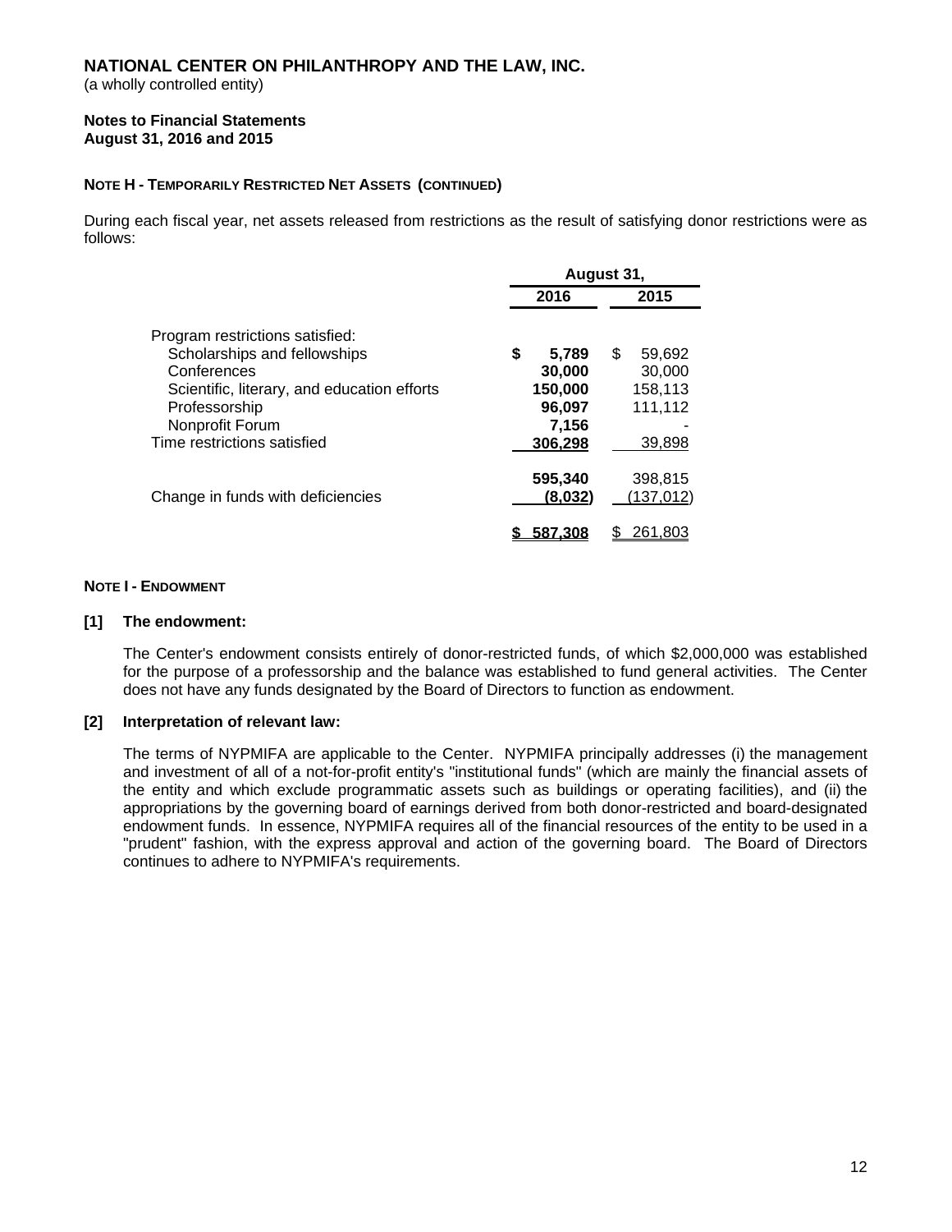**NATIONAL CENTER ON PHILANTHROPY AND THE LAW, INC.**
(a wholly controlled entity)

**Notes to Financial Statements**
**August 31, 2016 and 2015**

**NOTE H - TEMPORARILY RESTRICTED NET ASSETS (CONTINUED)**

During each fiscal year, net assets released from restrictions as the result of satisfying donor restrictions were as follows:

| | August 31, | |
|---|---|---|
| | **2016** | **2015** |
| Program restrictions satisfied: | | |
| Scholarships and fellowships | **$ 5,789** | $ 59,692 |
| Conferences | **30,000** | 30,000 |
| Scientific, literary, and education efforts | **150,000** | 158,113 |
| Professorship | **96,097** | 111,112 |
| Nonprofit Forum | **7,156** | - |
| Time restrictions satisfied | **306,298** | 39,898 |
| | **595,340** | 398,815 |
| Change in funds with deficiencies | **(8,032)** | (137,012) |
| | **$ 587,308** | $ 261,803 |

**NOTE I - ENDOWMENT**

**[1] The endowment:**

The Center's endowment consists entirely of donor-restricted funds, of which $2,000,000 was established for the purpose of a professorship and the balance was established to fund general activities. The Center does not have any funds designated by the Board of Directors to function as endowment.

**[2] Interpretation of relevant law:**

The terms of NYPMIFA are applicable to the Center. NYPMIFA principally addresses (i) the management and investment of all of a not-for-profit entity's "institutional funds" (which are mainly the financial assets of the entity and which exclude programmatic assets such as buildings or operating facilities), and (ii) the appropriations by the governing board of earnings derived from both donor-restricted and board-designated endowment funds. In essence, NYPMIFA requires all of the financial resources of the entity to be used in a "prudent" fashion, with the express approval and action of the governing board. The Board of Directors continues to adhere to NYPMIFA's requirements.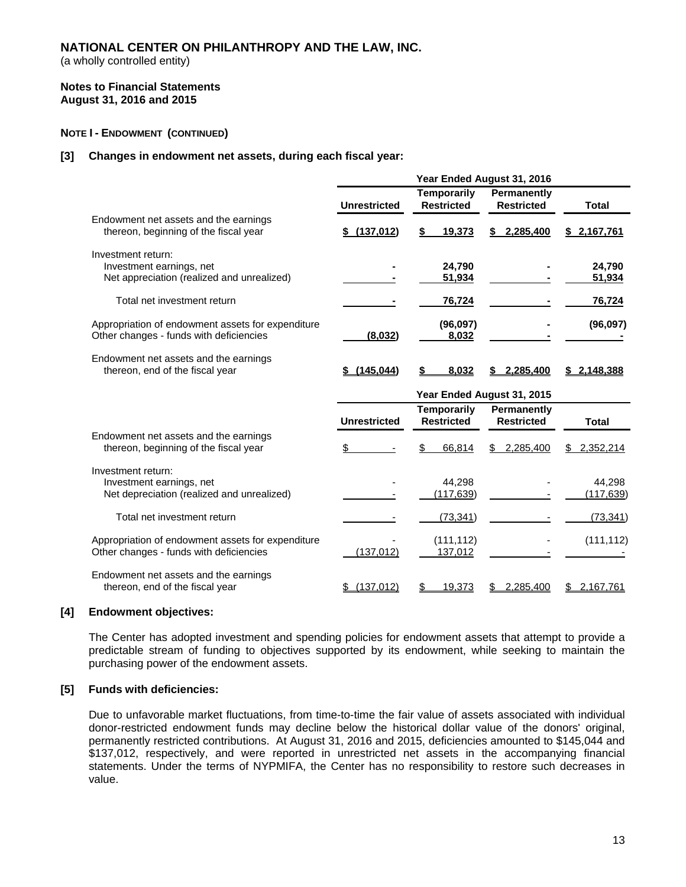**NATIONAL CENTER ON PHILANTHROPY AND THE LAW, INC.**
(a wholly controlled entity)

**Notes to Financial Statements**
**August 31, 2016 and 2015**

**NOTE I - ENDOWMENT (CONTINUED)**

**[3] Changes in endowment net assets, during each fiscal year:**

| | Year Ended August 31, 2016 | | | |
|---|---|---|---|---|
| | **Unrestricted** | **Temporarily Restricted** | **Permanently Restricted** | **Total** |
| Endowment net assets and the earnings thereon, beginning of the fiscal year | **$ (137,012)** | **$ 19,373** | **$ 2,285,400** | **$ 2,167,761** |
| Investment return: | | | | |
| Investment earnings, net | **-** | **24,790** | **-** | **24,790** |
| Net appreciation (realized and unrealized) | **-** | **51,934** | **-** | **51,934** |
| Total net investment return | **-** | **76,724** | **-** | **76,724** |
| Appropriation of endowment assets for expenditure | | **(96,097)** | **-** | **(96,097)** |
| Other changes - funds with deficiencies | **(8,032)** | **8,032** | **-** | **-** |
| Endowment net assets and the earnings thereon, end of the fiscal year | **$ (145,044)** | **$ 8,032** | **$ 2,285,400** | **$ 2,148,388** |

| | Year Ended August 31, 2015 | | | |
|---|---|---|---|---|
| | **Unrestricted** | **Temporarily Restricted** | **Permanently Restricted** | **Total** |
| Endowment net assets and the earnings thereon, beginning of the fiscal year | $ - | $ 66,814 | $ 2,285,400 | $ 2,352,214 |
| Investment return: | | | | |
| Investment earnings, net | - | 44,298 | - | 44,298 |
| Net depreciation (realized and unrealized) | - | (117,639) | - | (117,639) |
| Total net investment return | - | (73,341) | - | (73,341) |
| Appropriation of endowment assets for expenditure | - | (111,112) | - | (111,112) |
| Other changes - funds with deficiencies | (137,012) | 137,012 | - | - |
| Endowment net assets and the earnings thereon, end of the fiscal year | $ (137,012) | $ 19,373 | $ 2,285,400 | $ 2,167,761 |

**[4] Endowment objectives:**

The Center has adopted investment and spending policies for endowment assets that attempt to provide a predictable stream of funding to objectives supported by its endowment, while seeking to maintain the purchasing power of the endowment assets.

**[5] Funds with deficiencies:**

Due to unfavorable market fluctuations, from time-to-time the fair value of assets associated with individual donor-restricted endowment funds may decline below the historical dollar value of the donors' original, permanently restricted contributions. At August 31, 2016 and 2015, deficiencies amounted to $145,044 and $137,012, respectively, and were reported in unrestricted net assets in the accompanying financial statements. Under the terms of NYPMIFA, the Center has no responsibility to restore such decreases in value.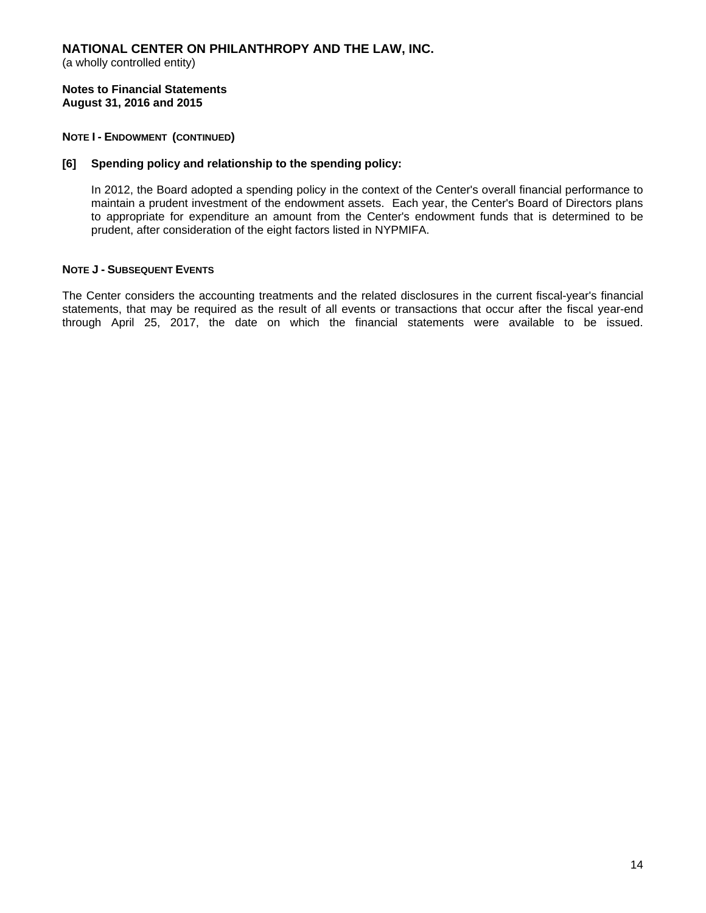**NATIONAL CENTER ON PHILANTHROPY AND THE LAW, INC.**
(a wholly controlled entity)

**Notes to Financial Statements**
**August 31, 2016 and 2015**

**NOTE I - ENDOWMENT (CONTINUED)**

**[6] Spending policy and relationship to the spending policy:**

In 2012, the Board adopted a spending policy in the context of the Center's overall financial performance to maintain a prudent investment of the endowment assets. Each year, the Center's Board of Directors plans to appropriate for expenditure an amount from the Center's endowment funds that is determined to be prudent, after consideration of the eight factors listed in NYPMIFA.

**NOTE J - SUBSEQUENT EVENTS**

The Center considers the accounting treatments and the related disclosures in the current fiscal-year's financial statements, that may be required as the result of all events or transactions that occur after the fiscal year-end through April 25, 2017, the date on which the financial statements were available to be issued.